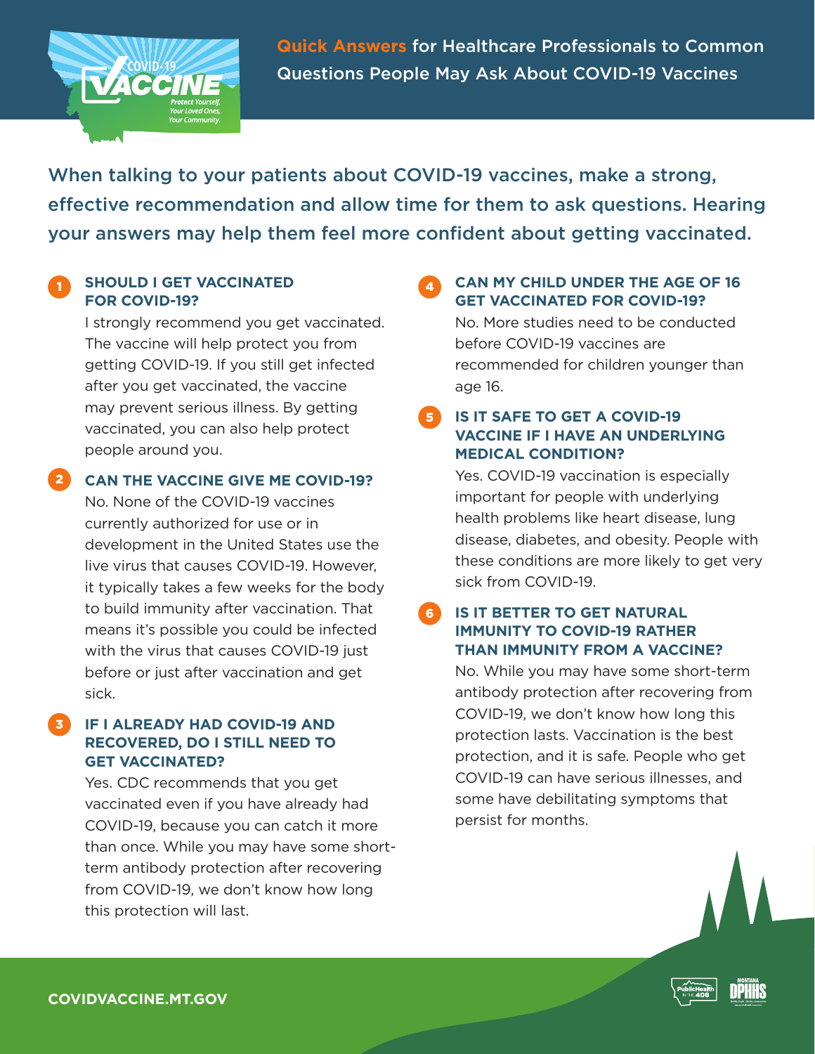# Quick Answers for Healthcare Professionals to Common Questions People May Ask About COVID-19 Vaccines

When talking to your patients about COVID-19 vaccines, make a strong, effective recommendation and allow time for them to ask questions. Hearing your answers may help them feel more confident about getting vaccinated.

### 1 SHOULD I GET VACCINATED FOR COVID-19?

I strongly recommend you get vaccinated. The vaccine will help protect you from getting COVID-19. If you still get infected after you get vaccinated, the vaccine may prevent serious illness. By getting vaccinated, you can also help protect people around you.

### 2 CAN THE VACCINE GIVE ME COVID-19?

No. None of the COVID-19 vaccines currently authorized for use or in development in the United States use the live virus that causes COVID-19. However, it typically takes a few weeks for the body to build immunity after vaccination. That means it's possible you could be infected with the virus that causes COVID-19 just before or just after vaccination and get sick.

### 3 IF I ALREADY HAD COVID-19 AND RECOVERED, DO I STILL NEED TO GET VACCINATED?

Yes. CDC recommends that you get vaccinated even if you have already had COVID-19, because you can catch it more than once. While you may have some short-term antibody protection after recovering from COVID-19, we don't know how long this protection will last.

### 4 CAN MY CHILD UNDER THE AGE OF 16 GET VACCINATED FOR COVID-19?

No. More studies need to be conducted before COVID-19 vaccines are recommended for children younger than age 16.

### 5 IS IT SAFE TO GET A COVID-19 VACCINE IF I HAVE AN UNDERLYING MEDICAL CONDITION?

Yes. COVID-19 vaccination is especially important for people with underlying health problems like heart disease, lung disease, diabetes, and obesity. People with these conditions are more likely to get very sick from COVID-19.

### 6 IS IT BETTER TO GET NATURAL IMMUNITY TO COVID-19 RATHER THAN IMMUNITY FROM A VACCINE?

No. While you may have some short-term antibody protection after recovering from COVID-19, we don't know how long this protection lasts. Vaccination is the best protection, and it is safe. People who get COVID-19 can have serious illnesses, and some have debilitating symptoms that persist for months.

**COVIDVACCINE.MT.GOV**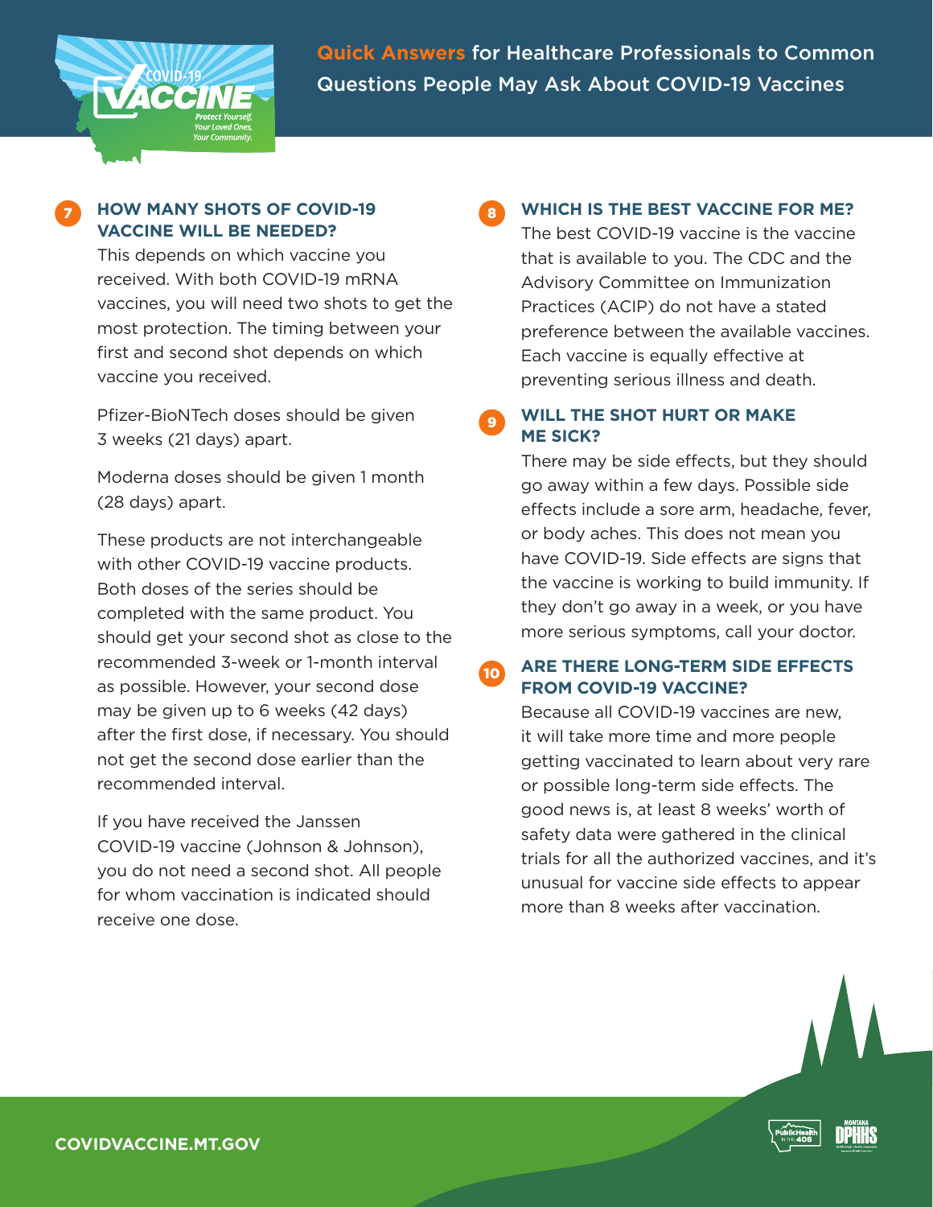**Quick Answers** for Healthcare Professionals to Common Questions People May Ask About COVID-19 Vaccines

## 7 HOW MANY SHOTS OF COVID-19 VACCINE WILL BE NEEDED?

This depends on which vaccine you received. With both COVID-19 mRNA vaccines, you will need two shots to get the most protection. The timing between your first and second shot depends on which vaccine you received.

Pfizer-BioNTech doses should be given 3 weeks (21 days) apart.

Moderna doses should be given 1 month (28 days) apart.

These products are not interchangeable with other COVID-19 vaccine products. Both doses of the series should be completed with the same product. You should get your second shot as close to the recommended 3-week or 1-month interval as possible. However, your second dose may be given up to 6 weeks (42 days) after the first dose, if necessary. You should not get the second dose earlier than the recommended interval.

If you have received the Janssen COVID-19 vaccine (Johnson & Johnson), you do not need a second shot. All people for whom vaccination is indicated should receive one dose.

## 8 WHICH IS THE BEST VACCINE FOR ME?

The best COVID-19 vaccine is the vaccine that is available to you. The CDC and the Advisory Committee on Immunization Practices (ACIP) do not have a stated preference between the available vaccines. Each vaccine is equally effective at preventing serious illness and death.

## 9 WILL THE SHOT HURT OR MAKE ME SICK?

There may be side effects, but they should go away within a few days. Possible side effects include a sore arm, headache, fever, or body aches. This does not mean you have COVID-19. Side effects are signs that the vaccine is working to build immunity. If they don't go away in a week, or you have more serious symptoms, call your doctor.

## 10 ARE THERE LONG-TERM SIDE EFFECTS FROM COVID-19 VACCINE?

Because all COVID-19 vaccines are new, it will take more time and more people getting vaccinated to learn about very rare or possible long-term side effects. The good news is, at least 8 weeks' worth of safety data were gathered in the clinical trials for all the authorized vaccines, and it's unusual for vaccine side effects to appear more than 8 weeks after vaccination.

COVIDVACCINE.MT.GOV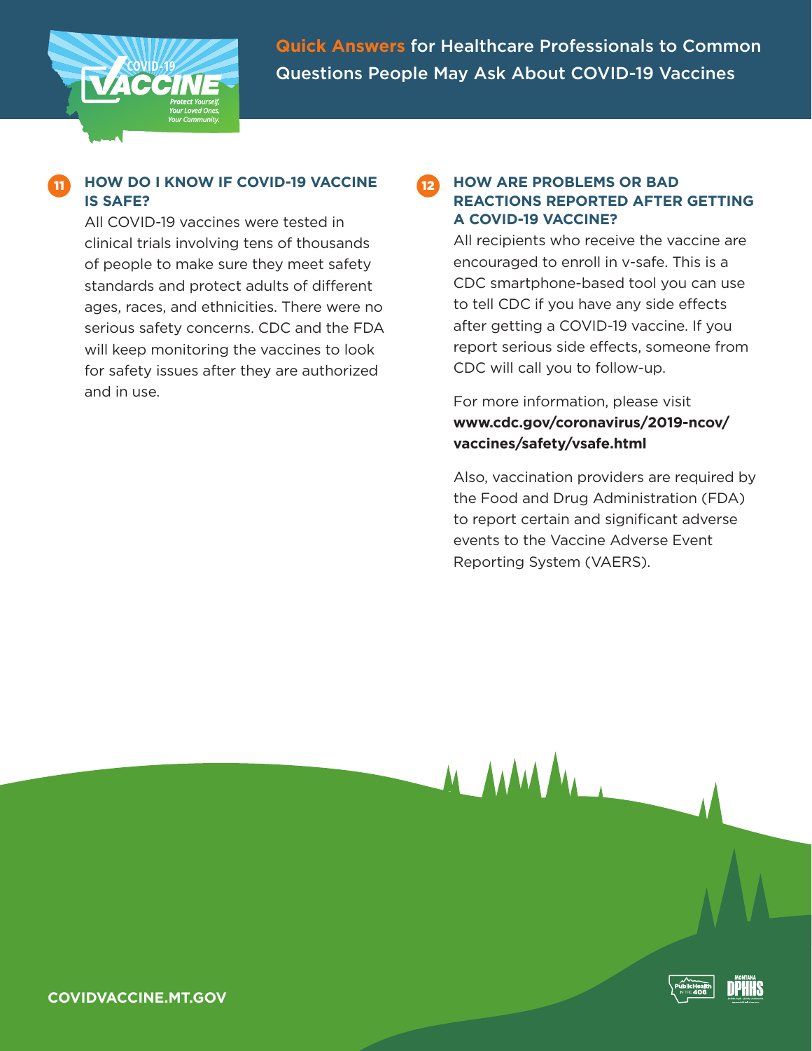# **Quick Answers** for Healthcare Professionals to Common Questions People May Ask About COVID-19 Vaccines

## 11 HOW DO I KNOW IF COVID-19 VACCINE IS SAFE?

All COVID-19 vaccines were tested in clinical trials involving tens of thousands of people to make sure they meet safety standards and protect adults of different ages, races, and ethnicities. There were no serious safety concerns. CDC and the FDA will keep monitoring the vaccines to look for safety issues after they are authorized and in use.

## 12 HOW ARE PROBLEMS OR BAD REACTIONS REPORTED AFTER GETTING A COVID-19 VACCINE?

All recipients who receive the vaccine are encouraged to enroll in v-safe. This is a CDC smartphone-based tool you can use to tell CDC if you have any side effects after getting a COVID-19 vaccine. If you report serious side effects, someone from CDC will call you to follow-up.

For more information, please visit **www.cdc.gov/coronavirus/2019-ncov/vaccines/safety/vsafe.html**

Also, vaccination providers are required by the Food and Drug Administration (FDA) to report certain and significant adverse events to the Vaccine Adverse Event Reporting System (VAERS).

**COVIDVACCINE.MT.GOV**